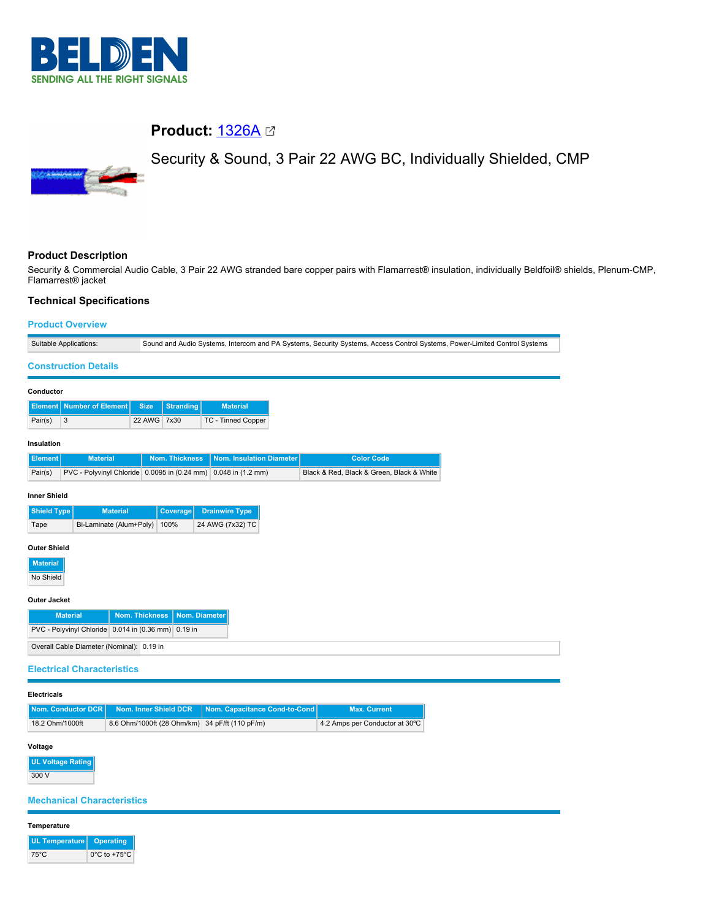# Product: 1326A

Security & Sound, 3 Pair 22 AWG BC, Individually Shielded, CMP

## Product Description

Security & Commercial Audio Cable, 3 Pair 22 AWG stranded bare copper pairs with Flamarrest® insulation, individually Beldfoil® shields, Plenum-CMP, Flamarrest® jacket

## Technical Specifications

### Product Overview

| Suitable Applications: | Sound and Audio Systems, Intercom and PA Systems, Security Systems, Access Control Systems, Power-Limited Control Systems |
|---|---|

### Construction Details

**Conductor**

| Element | Number of Element | Size | Stranding | Material |
|---|---|---|---|---|
| Pair(s) | 3 | 22 AWG | 7x30 | TC - Tinned Copper |

**Insulation**

| Element | Material | Nom. Thickness | Nom. Insulation Diameter | Color Code |
|---|---|---|---|---|
| Pair(s) | PVC - Polyvinyl Chloride | 0.0095 in (0.24 mm) | 0.048 in (1.2 mm) | Black & Red, Black & Green, Black & White |

**Inner Shield**

| Shield Type | Material | Coverage | Drainwire Type |
|---|---|---|---|
| Tape | Bi-Laminate (Alum+Poly) | 100% | 24 AWG (7x32) TC |

**Outer Shield**

| Material |
|---|
| No Shield |

**Outer Jacket**

| Material | Nom. Thickness | Nom. Diameter |
|---|---|---|
| PVC - Polyvinyl Chloride | 0.014 in (0.36 mm) | 0.19 in |

| Overall Cable Diameter (Nominal): | 0.19 in |
|---|---|

### Electrical Characteristics

**Electricals**

| Nom. Conductor DCR | Nom. Inner Shield DCR | Nom. Capacitance Cond-to-Cond | Max. Current |
|---|---|---|---|
| 18.2 Ohm/1000ft | 8.6 Ohm/1000ft (28 Ohm/km) | 34 pF/ft (110 pF/m) | 4.2 Amps per Conductor at 30ºC |

**Voltage**

| UL Voltage Rating |
|---|
| 300 V |

### Mechanical Characteristics

**Temperature**

| UL Temperature | Operating |
|---|---|
| 75°C | 0°C to +75°C |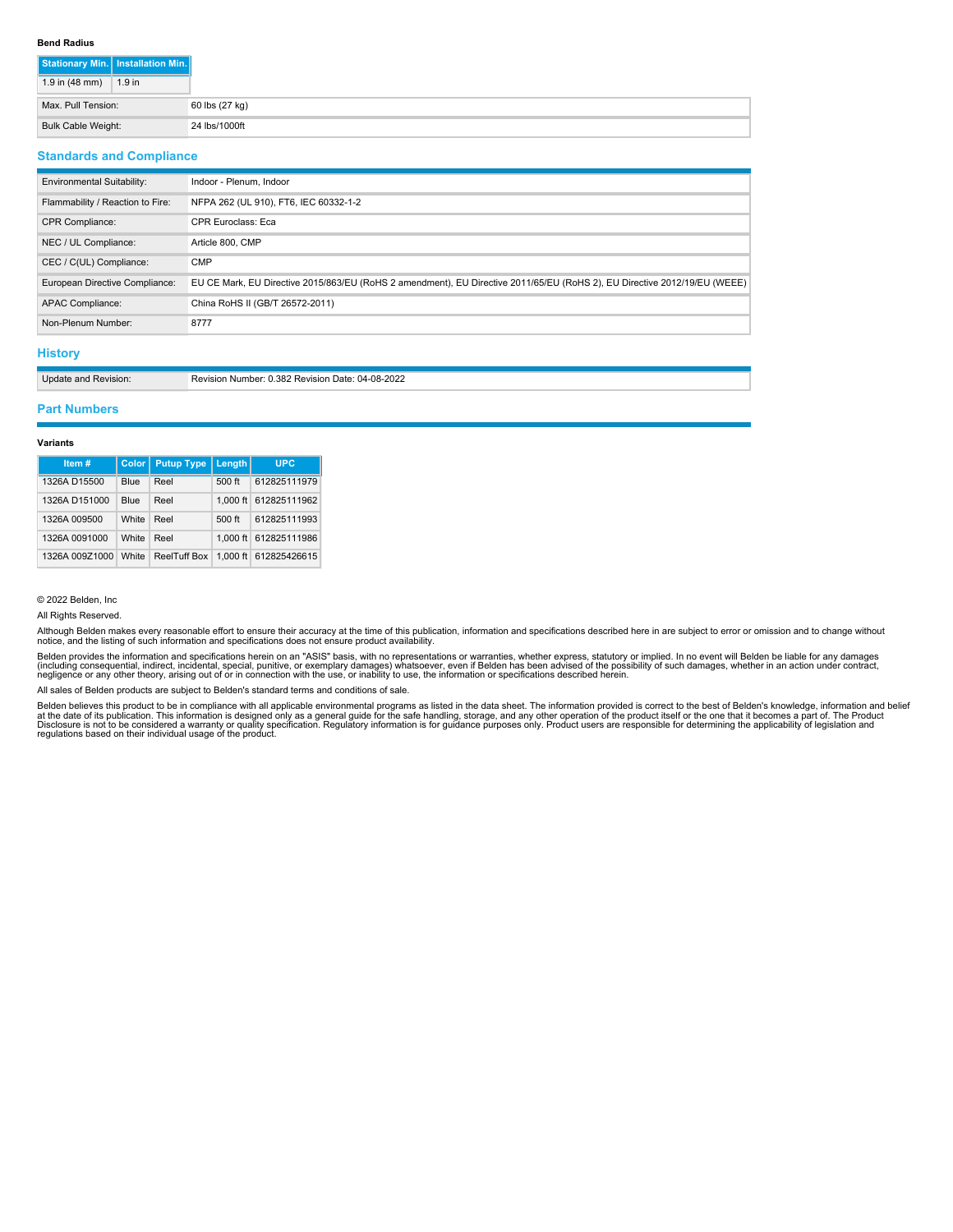**Bend Radius**

| Stationary Min. | Installation Min. |
|---|---|
| 1.9 in (48 mm) | 1.9 in |

| | |
|---|---|
| Max. Pull Tension: | 60 lbs (27 kg) |
| Bulk Cable Weight: | 24 lbs/1000ft |

## Standards and Compliance

| | |
|---|---|
| Environmental Suitability: | Indoor - Plenum, Indoor |
| Flammability / Reaction to Fire: | NFPA 262 (UL 910), FT6, IEC 60332-1-2 |
| CPR Compliance: | CPR Euroclass: Eca |
| NEC / UL Compliance: | Article 800, CMP |
| CEC / C(UL) Compliance: | CMP |
| European Directive Compliance: | EU CE Mark, EU Directive 2015/863/EU (RoHS 2 amendment), EU Directive 2011/65/EU (RoHS 2), EU Directive 2012/19/EU (WEEE) |
| APAC Compliance: | China RoHS II (GB/T 26572-2011) |
| Non-Plenum Number: | 8777 |

## History

| | |
|---|---|
| Update and Revision: | Revision Number: 0.382 Revision Date: 04-08-2022 |

## Part Numbers

**Variants**

| Item # | Color | Putup Type | Length | UPC |
|---|---|---|---|---|
| 1326A D15500 | Blue | Reel | 500 ft | 612825111979 |
| 1326A D151000 | Blue | Reel | 1,000 ft | 612825111962 |
| 1326A 009500 | White | Reel | 500 ft | 612825111993 |
| 1326A 0091000 | White | Reel | 1,000 ft | 612825111986 |
| 1326A 009Z1000 | White | ReelTuff Box | 1,000 ft | 612825426615 |

© 2022 Belden, Inc

All Rights Reserved.

Although Belden makes every reasonable effort to ensure their accuracy at the time of this publication, information and specifications described here in are subject to error or omission and to change without notice, and the listing of such information and specifications does not ensure product availability.

Belden provides the information and specifications herein on an "ASIS" basis, with no representations or warranties, whether express, statutory or implied. In no event will Belden be liable for any damages (including consequential, indirect, incidental, special, punitive, or exemplary damages) whatsoever, even if Belden has been advised of the possibility of such damages, whether in an action under contract, negligence or any other theory, arising out of or in connection with the use, or inability to use, the information or specifications described herein.

All sales of Belden products are subject to Belden's standard terms and conditions of sale.

Belden believes this product to be in compliance with all applicable environmental programs as listed in the data sheet. The information provided is correct to the best of Belden's knowledge, information and belief at the date of its publication. This information is designed only as a general guide for the safe handling, storage, and any other operation of the product itself or the one that it becomes a part of. The Product Disclosure is not to be considered a warranty or quality specification. Regulatory information is for guidance purposes only. Product users are responsible for determining the applicability of legislation and regulations based on their individual usage of the product.